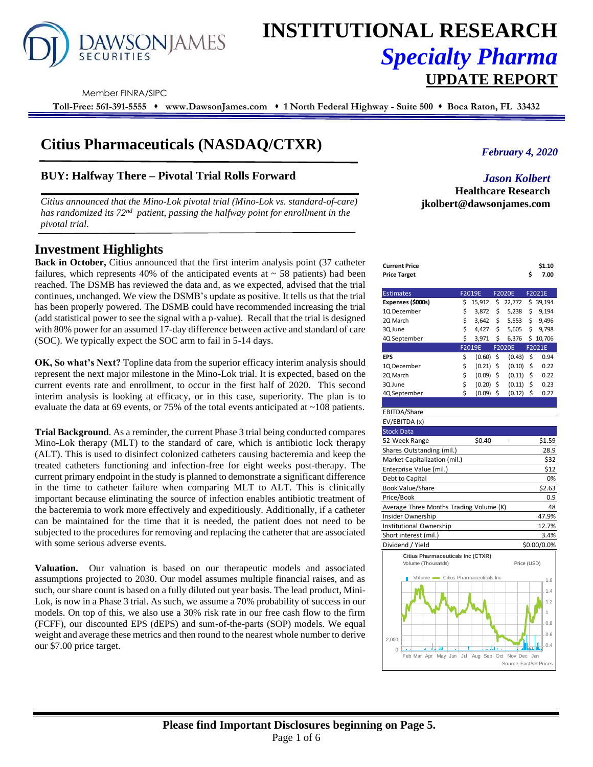# INSTITUTIONAL RESEARCH
## *Specialty Pharma*
## UPDATE REPORT

Dawson James Securities — Member FINRA/SIPC

**Toll-Free: 561-391-5555 ♦ www.DawsonJames.com ♦ 1 North Federal Highway - Suite 500 ♦ Boca Raton, FL 33432**

# Citius Pharmaceuticals (NASDAQ/CTXR)

*February 4, 2020*

## BUY: Halfway There – Pivotal Trial Rolls Forward

*Jason Kolbert*
**Healthcare Research**
**jkolbert@dawsonjames.com**

*Citius announced that the Mino-Lok pivotal trial (Mino-Lok vs. standard-of-care) has randomized its 72nd patient, passing the halfway point for enrollment in the pivotal trial.*

## Investment Highlights

**Back in October,** Citius announced that the first interim analysis point (37 catheter failures, which represents 40% of the anticipated events at ~ 58 patients) had been reached. The DSMB has reviewed the data and, as we expected, advised that the trial continues, unchanged. We view the DSMB's update as positive. It tells us that the trial has been properly powered. The DSMB could have recommended increasing the trial (add statistical power to see the signal with a p-value). Recall that the trial is designed with 80% power for an assumed 17-day difference between active and standard of care (SOC). We typically expect the SOC arm to fail in 5-14 days.

**OK, So what's Next?** Topline data from the superior efficacy interim analysis should represent the next major milestone in the Mino-Lok trial. It is expected, based on the current events rate and enrollment, to occur in the first half of 2020. This second interim analysis is looking at efficacy, or in this case, superiority. The plan is to evaluate the data at 69 events, or 75% of the total events anticipated at ~108 patients.

**Trial Background**. As a reminder, the current Phase 3 trial being conducted compares Mino-Lok therapy (MLT) to the standard of care, which is antibiotic lock therapy (ALT). This is used to disinfect colonized catheters causing bacteremia and keep the treated catheters functioning and infection-free for eight weeks post-therapy. The current primary endpoint in the study is planned to demonstrate a significant difference in the time to catheter failure when comparing MLT to ALT. This is clinically important because eliminating the source of infection enables antibiotic treatment of the bacteremia to work more effectively and expeditiously. Additionally, if a catheter can be maintained for the time that it is needed, the patient does not need to be subjected to the procedures for removing and replacing the catheter that are associated with some serious adverse events.

**Valuation.** Our valuation is based on our therapeutic models and associated assumptions projected to 2030. Our model assumes multiple financial raises, and as such, our share count is based on a fully diluted out year basis. The lead product, Mini-Lok, is now in a Phase 3 trial. As such, we assume a 70% probability of success in our models. On top of this, we also use a 30% risk rate in our free cash flow to the firm (FCFF), our discounted EPS (dEPS) and sum-of-the-parts (SOP) models. We equal weight and average these metrics and then round to the nearest whole number to derive our $7.00 price target.

| | |
|---|---|
| **Current Price** | **$1.10** |
| **Price Target** | **$ 7.00** |

| Estimates | F2019E | F2020E | F2021E |
|---|---|---|---|
| **Expenses ($000s)** | $ 15,912 | $ 22,772 | $ 39,194 |
| 1Q December | $ 3,872 | $ 5,238 | $ 9,194 |
| 2Q March | $ 3,642 | $ 5,553 | $ 9,496 |
| 3Q June | $ 4,427 | $ 5,605 | $ 9,798 |
| 4Q September | $ 3,971 | $ 6,376 | $ 10,706 |
| | F2019E | F2020E | F2021E |
| **EPS** | $ (0.60) | $ (0.43) | $ 0.94 |
| 1Q December | $ (0.21) | $ (0.10) | $ 0.22 |
| 2Q March | $ (0.09) | $ (0.11) | $ 0.22 |
| 3Q June | $ (0.20) | $ (0.11) | $ 0.23 |
| 4Q September | $ (0.09) | $ (0.12) | $ 0.27 |
| EBITDA/Share | | | |
| EV/EBITDA (x) | | | |

| Stock Data | |
|---|---|
| 52-Week Range | $0.40 - $1.59 |
| Shares Outstanding (mil.) | 28.9 |
| Market Capitalization (mil.) | $32 |
| Enterprise Value (mil.) | $12 |
| Debt to Capital | 0% |
| Book Value/Share | $2.63 |
| Price/Book | 0.9 |
| Average Three Months Trading Volume (K) | 48 |
| Insider Ownership | 47.9% |
| Institutional Ownership | 12.7% |
| Short interest (mil.) | 3.4% |
| Dividend / Yield | $0.00/0.0% |

Citius Pharmaceuticals Inc (CTXR)
Volume (Thousands) — Price (USD)
Source: FactSet Prices

**Please find Important Disclosures beginning on Page 5.**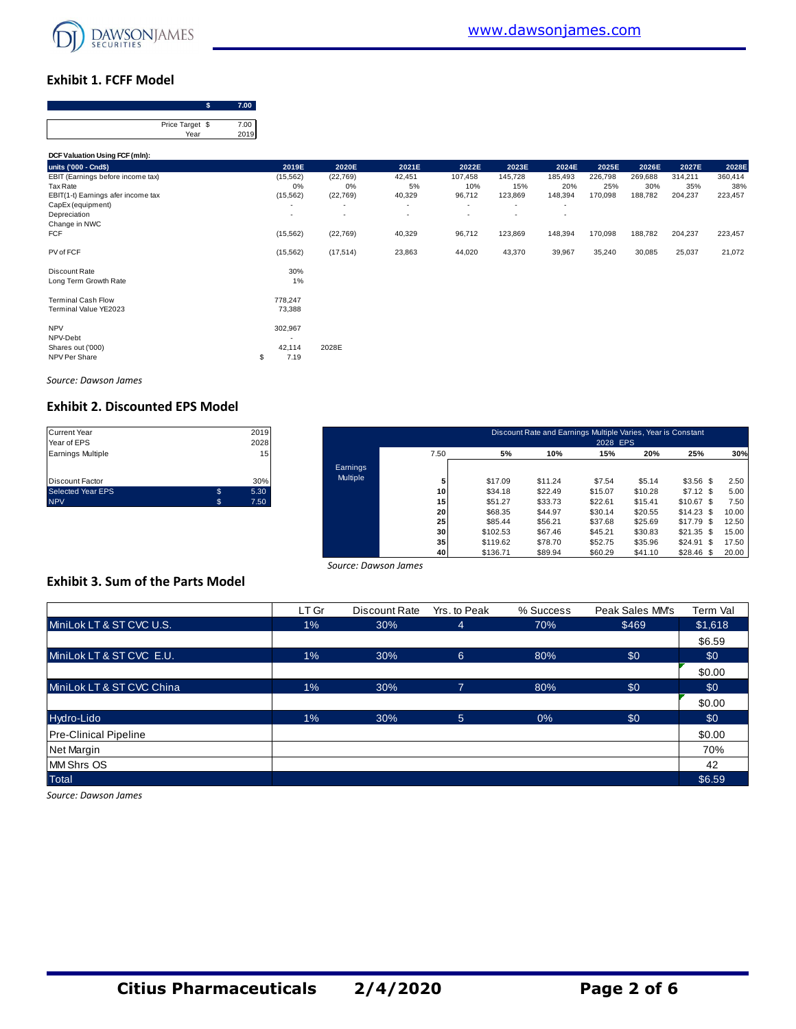## Exhibit 1. FCFF Model

| | $ | 7.00 |
|---|---|---|
| | Price Target $ | 7.00 |
| | Year | 2019 |

**DCF Valuation Using FCF (mln):**

| units ('000 - Cnd$) | 2019E | 2020E | 2021E | 2022E | 2023E | 2024E | 2025E | 2026E | 2027E | 2028E |
|---|---|---|---|---|---|---|---|---|---|---|
| EBIT (Earnings before income tax) | (15,562) | (22,769) | 42,451 | 107,458 | 145,728 | 185,493 | 226,798 | 269,688 | 314,211 | 360,414 |
| Tax Rate | 0% | 0% | 5% | 10% | 15% | 20% | 25% | 30% | 35% | 38% |
| EBIT(1-t) Earnings afer income tax | (15,562) | (22,769) | 40,329 | 96,712 | 123,869 | 148,394 | 170,098 | 188,782 | 204,237 | 223,457 |
| CapEx (equipment) | - | - | - | - | - | - | | | | |
| Depreciation | - | - | - | - | - | - | | | | |
| Change in NWC | | | | | | | | | | |
| FCF | (15,562) | (22,769) | 40,329 | 96,712 | 123,869 | 148,394 | 170,098 | 188,782 | 204,237 | 223,457 |
| | | | | | | | | | | |
| PV of FCF | (15,562) | (17,514) | 23,863 | 44,020 | 43,370 | 39,967 | 35,240 | 30,085 | 25,037 | 21,072 |
| | | | | | | | | | | |
| Discount Rate | 30% | | | | | | | | | |
| Long Term Growth Rate | 1% | | | | | | | | | |
| | | | | | | | | | | |
| Terminal Cash Flow | 778,247 | | | | | | | | | |
| Terminal Value YE2023 | 73,388 | | | | | | | | | |
| | | | | | | | | | | |
| NPV | 302,967 | | | | | | | | | |
| NPV-Debt | - | | | | | | | | | |
| Shares out ('000) | 42,114 | 2028E | | | | | | | | |
| NPV Per Share | $ 7.19 | | | | | | | | | |

*Source: Dawson James*

## Exhibit 2. Discounted EPS Model

| | | |
|---|---|---|
| Current Year | | 2019 |
| Year of EPS | | 2028 |
| Earnings Multiple | | 15 |
| | | |
| Discount Factor | | 30% |
| Selected Year EPS | $ | 5.30 |
| NPV | $ | 7.50 |

| | Discount Rate and Earnings Multiple Varies, Year is Constant 2028 EPS | | | | | | |
|---|---|---|---|---|---|---|---|
| | 7.50 | 5% | 10% | 15% | 20% | 25% | 30% |
| Earnings Multiple | 5 | $17.09 | $11.24 | $7.54 | $5.14 | $3.56 | $ 2.50 |
| | 10 | $34.18 | $22.49 | $15.07 | $10.28 | $7.12 | $ 5.00 |
| | 15 | $51.27 | $33.73 | $22.61 | $15.41 | $10.67 | $ 7.50 |
| | 20 | $68.35 | $44.97 | $30.14 | $20.55 | $14.23 | $ 10.00 |
| | 25 | $85.44 | $56.21 | $37.68 | $25.69 | $17.79 | $ 12.50 |
| | 30 | $102.53 | $67.46 | $45.21 | $30.83 | $21.35 | $ 15.00 |
| | 35 | $119.62 | $78.70 | $52.75 | $35.96 | $24.91 | $ 17.50 |
| | 40 | $136.71 | $89.94 | $60.29 | $41.10 | $28.46 | $ 20.00 |

*Source: Dawson James*

## Exhibit 3. Sum of the Parts Model

| | LT Gr | Discount Rate | Yrs. to Peak | % Success | Peak Sales MM's | Term Val |
|---|---|---|---|---|---|---|
| MiniLok LT & ST CVC U.S. | 1% | 30% | 4 | 70% | $469 | $1,618 |
| | | | | | | $6.59 |
| MiniLok LT & ST CVC E.U. | 1% | 30% | 6 | 80% | $0 | $0 |
| | | | | | | $0.00 |
| MiniLok LT & ST CVC China | 1% | 30% | 7 | 80% | $0 | $0 |
| | | | | | | $0.00 |
| Hydro-Lido | 1% | 30% | 5 | 0% | $0 | $0 |
| Pre-Clinical Pipeline | | | | | | $0.00 |
| Net Margin | | | | | | 70% |
| MM Shrs OS | | | | | | 42 |
| Total | | | | | | $6.59 |

*Source: Dawson James*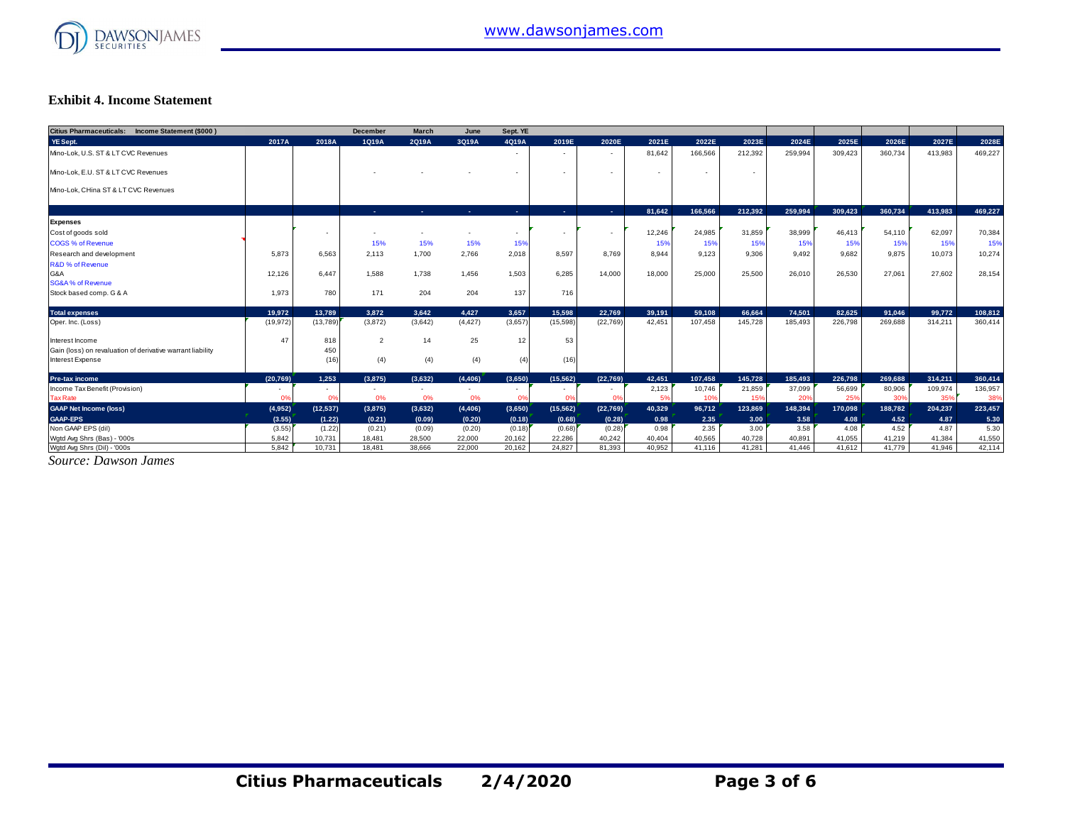### Exhibit 4. Income Statement

| Citius Pharmaceuticals: Income Statement ($000 ) | | | December | March | June | Sept. YE | | | | | | | | | | |
|---|---|---|---|---|---|---|---|---|---|---|---|---|---|---|---|---|
| YE Sept. | 2017A | 2018A | 1Q19A | 2Q19A | 3Q19A | 4Q19A | 2019E | 2020E | 2021E | 2022E | 2023E | 2024E | 2025E | 2026E | 2027E | 2028E |
| Mino-Lok, U.S. ST & LT CVC Revenues | | | | | | - | - | - | 81,642 | 166,566 | 212,392 | 259,994 | 309,423 | 360,734 | 413,983 | 469,227 |
| Mino-Lok, E.U. ST & LT CVC Revenues | | | - | - | - | - | - | - | - | - | - | | | | | |
| Mino-Lok, CHina ST & LT CVC Revenues | | | | | | | | | | | | | | | | |
| | | | - | - | - | - | - | - | 81,642 | 166,566 | 212,392 | 259,994 | 309,423 | 360,734 | 413,983 | 469,227 |
| **Expenses** | | | | | | | | | | | | | | | | |
| Cost of goods sold | | - | - | - | - | - | - | - | 12,246 | 24,985 | 31,859 | 38,999 | 46,413 | 54,110 | 62,097 | 70,384 |
| COGS % of Revenue | | | 15% | 15% | 15% | 15% | | | 15% | 15% | 15% | 15% | 15% | 15% | 15% | 15% |
| Research and development | 5,873 | 6,563 | 2,113 | 1,700 | 2,766 | 2,018 | 8,597 | 8,769 | 8,944 | 9,123 | 9,306 | 9,492 | 9,682 | 9,875 | 10,073 | 10,274 |
| R&D % of Revenue | | | | | | | | | | | | | | | | |
| G&A | 12,126 | 6,447 | 1,588 | 1,738 | 1,456 | 1,503 | 6,285 | 14,000 | 18,000 | 25,000 | 25,500 | 26,010 | 26,530 | 27,061 | 27,602 | 28,154 |
| SG&A % of Revenue | | | | | | | | | | | | | | | | |
| Stock based comp. G & A | 1,973 | 780 | 171 | 204 | 204 | 137 | 716 | | | | | | | | | |
| **Total expenses** | 19,972 | 13,789 | 3,872 | 3,642 | 4,427 | 3,657 | 15,598 | 22,769 | 39,191 | 59,108 | 66,664 | 74,501 | 82,625 | 91,046 | 99,772 | 108,812 |
| Oper. Inc. (Loss) | (19,972) | (13,789) | (3,872) | (3,642) | (4,427) | (3,657) | (15,598) | (22,769) | 42,451 | 107,458 | 145,728 | 185,493 | 226,798 | 269,688 | 314,211 | 360,414 |
| Interest Income | 47 | 818 | 2 | 14 | 25 | 12 | 53 | | | | | | | | | |
| Gain (loss) on revaluation of derivative warrant liability | | 450 | | | | | | | | | | | | | | |
| Interest Expense | | (16) | (4) | (4) | (4) | (4) | (16) | | | | | | | | | |
| **Pre-tax income** | (20,769) | 1,253 | (3,875) | (3,632) | (4,406) | (3,650) | (15,562) | (22,769) | 42,451 | 107,458 | 145,728 | 185,493 | 226,798 | 269,688 | 314,211 | 360,414 |
| Income Tax Benefit (Provision) | - | - | - | - | - | - | - | - | 2,123 | 10,746 | 21,859 | 37,099 | 56,699 | 80,906 | 109,974 | 136,957 |
| Tax Rate | 0% | 0% | 0% | 0% | 0% | 0% | 0% | 0% | 5% | 10% | 15% | 20% | 25% | 30% | 35% | 38% |
| **GAAP Net Income (loss)** | (4,952) | (12,537) | (3,875) | (3,632) | (4,406) | (3,650) | (15,562) | (22,769) | 40,329 | 96,712 | 123,869 | 148,394 | 170,098 | 188,782 | 204,237 | 223,457 |
| **GAAP-EPS** | (3.55) | (1.22) | (0.21) | (0.09) | (0.20) | (0.18) | (0.68) | (0.28) | 0.98 | 2.35 | 3.00 | 3.58 | 4.08 | 4.52 | 4.87 | 5.30 |
| Non GAAP EPS (dil) | (3.55) | (1.22) | (0.21) | (0.09) | (0.20) | (0.18) | (0.68) | (0.28) | 0.98 | 2.35 | 3.00 | 3.58 | 4.08 | 4.52 | 4.87 | 5.30 |
| Wgtd Avg Shrs (Bas) - '000s | 5,842 | 10,731 | 18,481 | 28,500 | 22,000 | 20,162 | 22,286 | 40,242 | 40,404 | 40,565 | 40,728 | 40,891 | 41,055 | 41,219 | 41,384 | 41,550 |
| Wgtd Avg Shrs (Dil) - '000s | 5,842 | 10,731 | 18,481 | 38,666 | 22,000 | 20,162 | 24,827 | 81,393 | 40,952 | 41,116 | 41,281 | 41,446 | 41,612 | 41,779 | 41,946 | 42,114 |

*Source: Dawson James*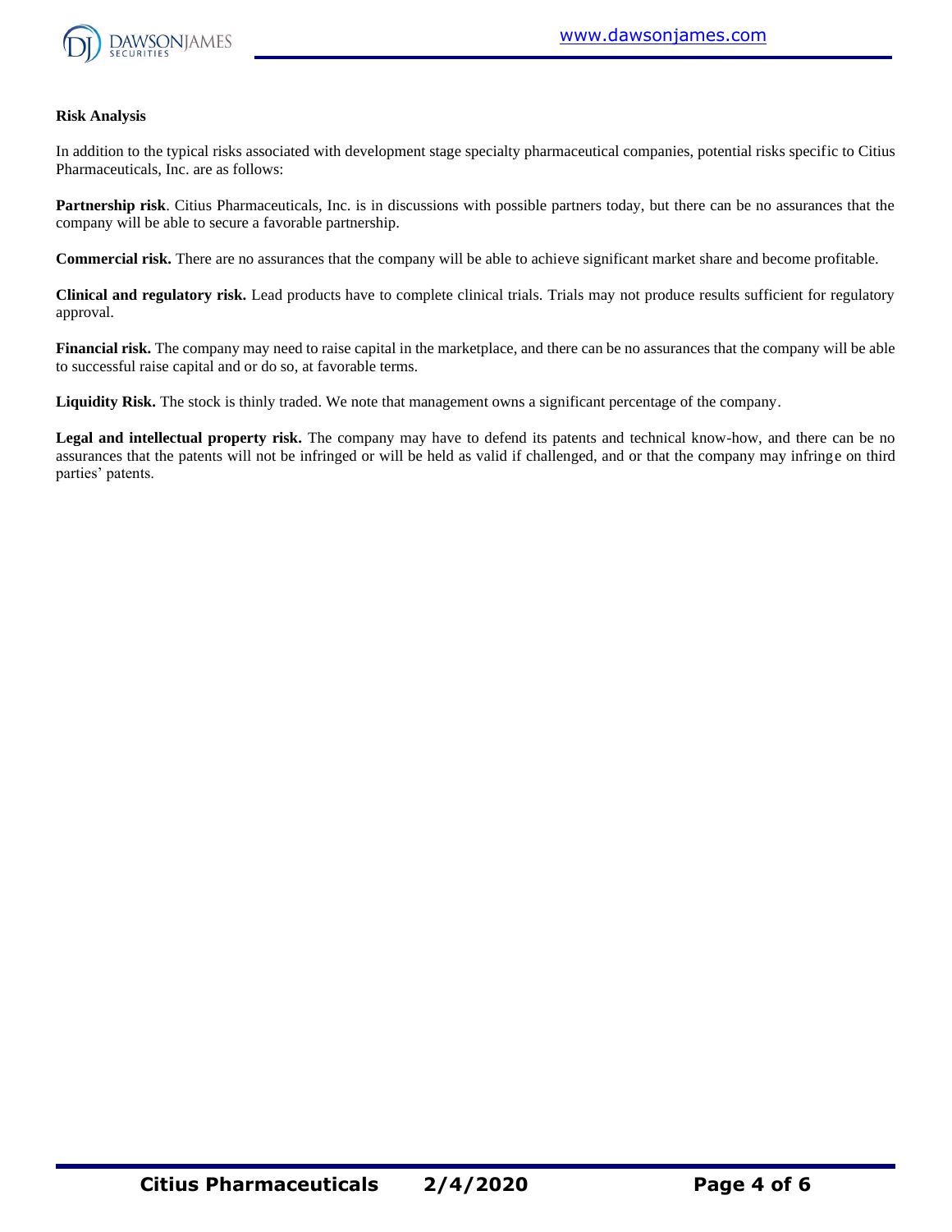**Risk Analysis**

In addition to the typical risks associated with development stage specialty pharmaceutical companies, potential risks specific to Citius Pharmaceuticals, Inc. are as follows:

**Partnership risk**. Citius Pharmaceuticals, Inc. is in discussions with possible partners today, but there can be no assurances that the company will be able to secure a favorable partnership.

**Commercial risk.** There are no assurances that the company will be able to achieve significant market share and become profitable.

**Clinical and regulatory risk.** Lead products have to complete clinical trials. Trials may not produce results sufficient for regulatory approval.

**Financial risk.** The company may need to raise capital in the marketplace, and there can be no assurances that the company will be able to successful raise capital and or do so, at favorable terms.

**Liquidity Risk.** The stock is thinly traded. We note that management owns a significant percentage of the company.

**Legal and intellectual property risk.** The company may have to defend its patents and technical know-how, and there can be no assurances that the patents will not be infringed or will be held as valid if challenged, and or that the company may infringe on third parties' patents.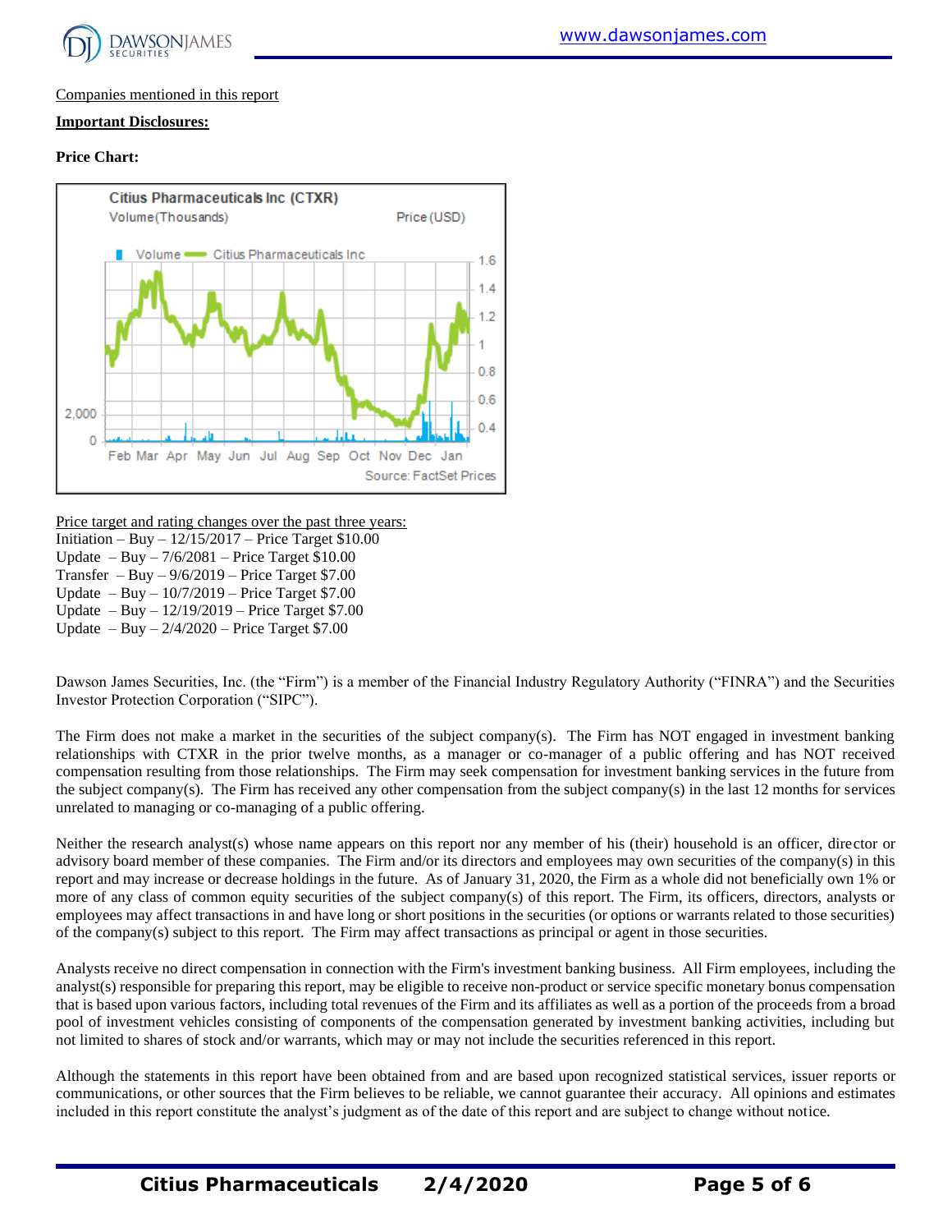Companies mentioned in this report

**Important Disclosures:**

**Price Chart:**

Price target and rating changes over the past three years:
Initiation – Buy – 12/15/2017 – Price Target $10.00
Update – Buy – 7/6/2081 – Price Target $10.00
Transfer – Buy – 9/6/2019 – Price Target $7.00
Update – Buy – 10/7/2019 – Price Target $7.00
Update – Buy – 12/19/2019 – Price Target $7.00
Update – Buy – 2/4/2020 – Price Target $7.00

Dawson James Securities, Inc. (the "Firm") is a member of the Financial Industry Regulatory Authority ("FINRA") and the Securities Investor Protection Corporation ("SIPC").

The Firm does not make a market in the securities of the subject company(s). The Firm has NOT engaged in investment banking relationships with CTXR in the prior twelve months, as a manager or co-manager of a public offering and has NOT received compensation resulting from those relationships. The Firm may seek compensation for investment banking services in the future from the subject company(s). The Firm has received any other compensation from the subject company(s) in the last 12 months for services unrelated to managing or co-managing of a public offering.

Neither the research analyst(s) whose name appears on this report nor any member of his (their) household is an officer, director or advisory board member of these companies. The Firm and/or its directors and employees may own securities of the company(s) in this report and may increase or decrease holdings in the future. As of January 31, 2020, the Firm as a whole did not beneficially own 1% or more of any class of common equity securities of the subject company(s) of this report. The Firm, its officers, directors, analysts or employees may affect transactions in and have long or short positions in the securities (or options or warrants related to those securities) of the company(s) subject to this report. The Firm may affect transactions as principal or agent in those securities.

Analysts receive no direct compensation in connection with the Firm's investment banking business. All Firm employees, including the analyst(s) responsible for preparing this report, may be eligible to receive non-product or service specific monetary bonus compensation that is based upon various factors, including total revenues of the Firm and its affiliates as well as a portion of the proceeds from a broad pool of investment vehicles consisting of components of the compensation generated by investment banking activities, including but not limited to shares of stock and/or warrants, which may or may not include the securities referenced in this report.

Although the statements in this report have been obtained from and are based upon recognized statistical services, issuer reports or communications, or other sources that the Firm believes to be reliable, we cannot guarantee their accuracy. All opinions and estimates included in this report constitute the analyst's judgment as of the date of this report and are subject to change without notice.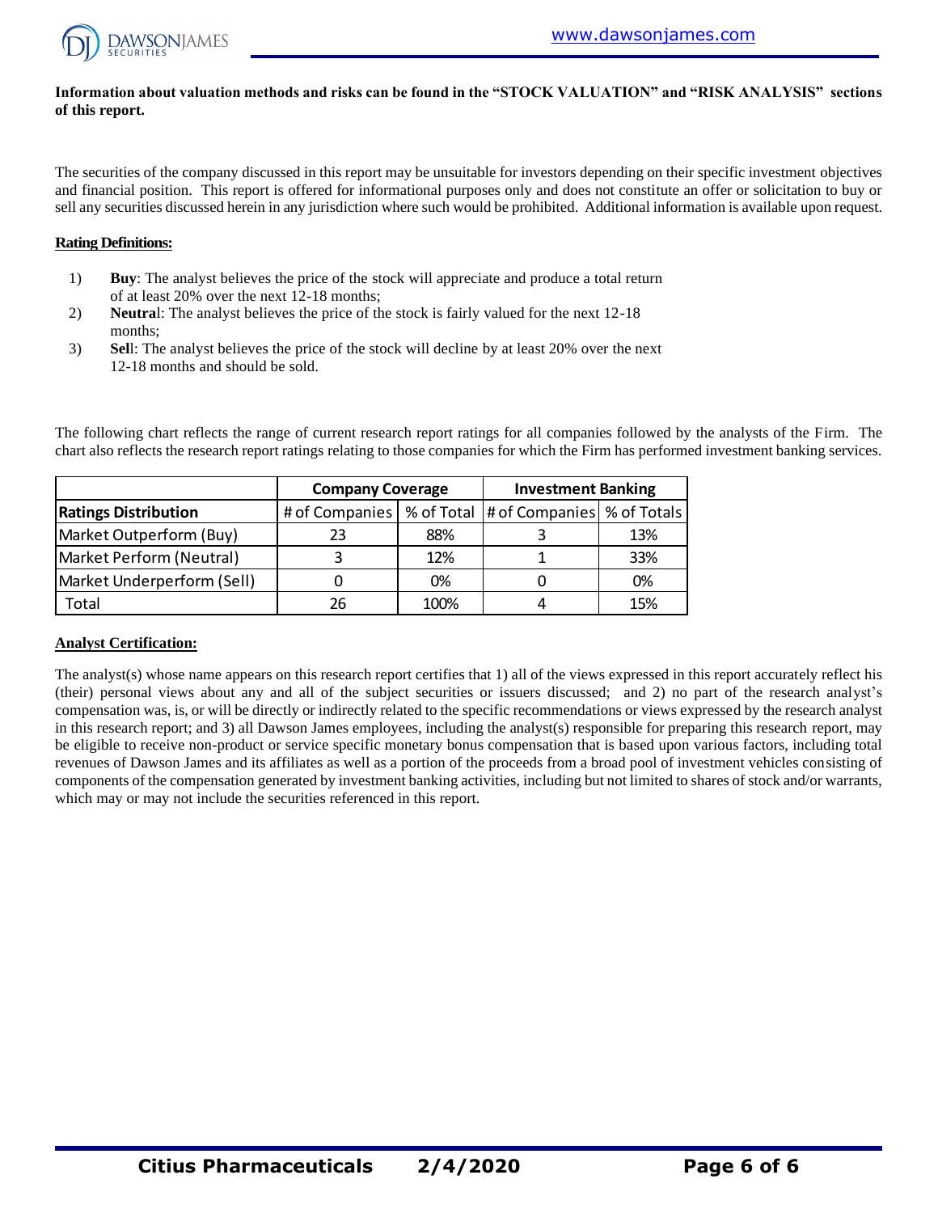**Information about valuation methods and risks can be found in the "STOCK VALUATION" and "RISK ANALYSIS" sections of this report.**

The securities of the company discussed in this report may be unsuitable for investors depending on their specific investment objectives and financial position. This report is offered for informational purposes only and does not constitute an offer or solicitation to buy or sell any securities discussed herein in any jurisdiction where such would be prohibited. Additional information is available upon request.

**Rating Definitions:**

1) **Buy**: The analyst believes the price of the stock will appreciate and produce a total return of at least 20% over the next 12-18 months;
2) **Neutra**l: The analyst believes the price of the stock is fairly valued for the next 12-18 months;
3) **Sel**l: The analyst believes the price of the stock will decline by at least 20% over the next 12-18 months and should be sold.

The following chart reflects the range of current research report ratings for all companies followed by the analysts of the Firm. The chart also reflects the research report ratings relating to those companies for which the Firm has performed investment banking services.

| | Company Coverage | | Investment Banking | |
|---|---|---|---|---|
| **Ratings Distribution** | # of Companies | % of Total | # of Companies | % of Totals |
| Market Outperform (Buy) | 23 | 88% | 3 | 13% |
| Market Perform (Neutral) | 3 | 12% | 1 | 33% |
| Market Underperform (Sell) | 0 | 0% | 0 | 0% |
| Total | 26 | 100% | 4 | 15% |

**Analyst Certification:**

The analyst(s) whose name appears on this research report certifies that 1) all of the views expressed in this report accurately reflect his (their) personal views about any and all of the subject securities or issuers discussed; and 2) no part of the research analyst's compensation was, is, or will be directly or indirectly related to the specific recommendations or views expressed by the research analyst in this research report; and 3) all Dawson James employees, including the analyst(s) responsible for preparing this research report, may be eligible to receive non-product or service specific monetary bonus compensation that is based upon various factors, including total revenues of Dawson James and its affiliates as well as a portion of the proceeds from a broad pool of investment vehicles consisting of components of the compensation generated by investment banking activities, including but not limited to shares of stock and/or warrants, which may or may not include the securities referenced in this report.